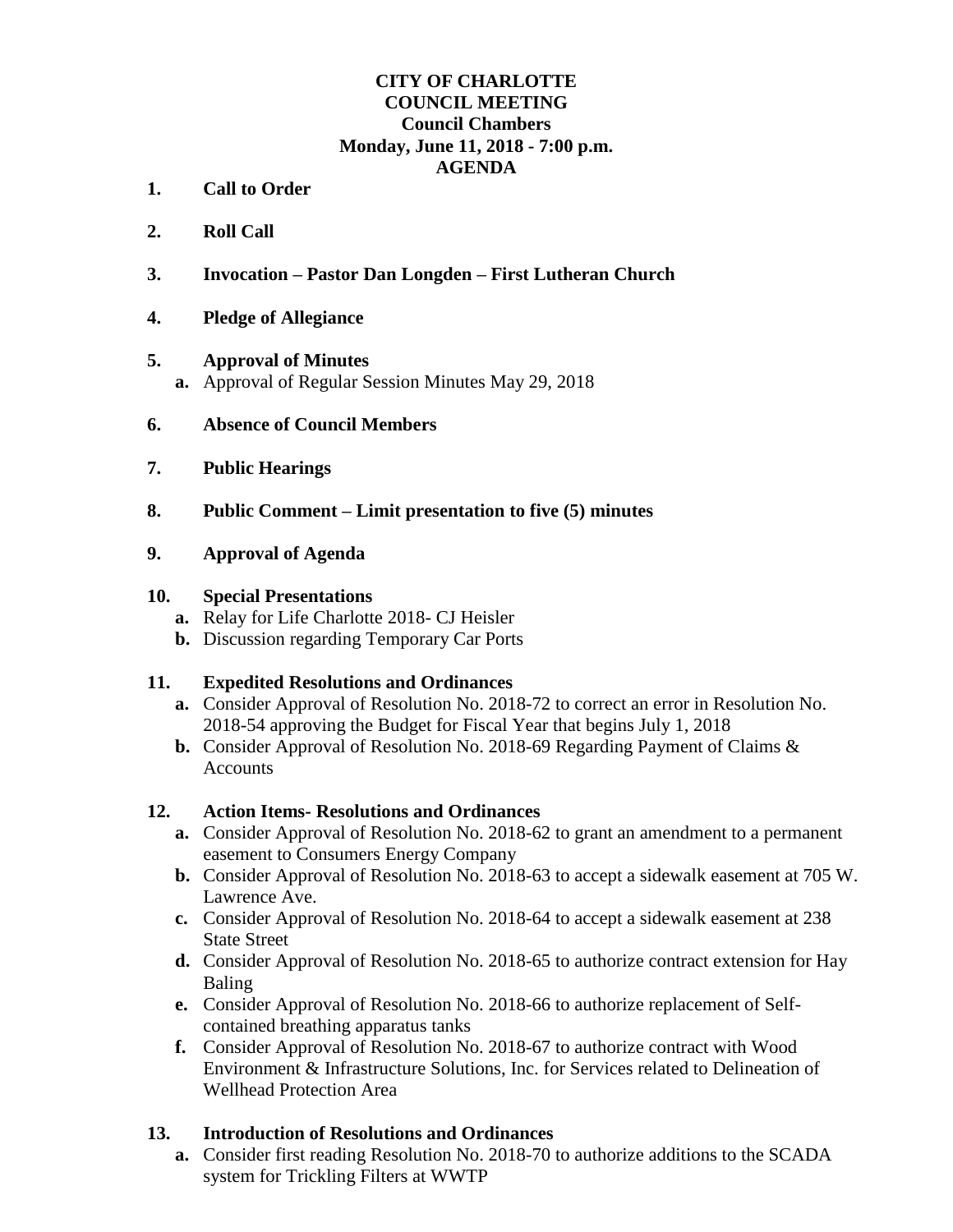**CITY OF CHARLOTTE**
**COUNCIL MEETING**
**Council Chambers**
**Monday, June 11, 2018 - 7:00 p.m.**
**AGENDA**

1. **Call to Order**

2. **Roll Call**

3. **Invocation – Pastor Dan Longden – First Lutheran Church**

4. **Pledge of Allegiance**

5. **Approval of Minutes**
   - **a.** Approval of Regular Session Minutes May 29, 2018

6. **Absence of Council Members**

7. **Public Hearings**

8. **Public Comment – Limit presentation to five (5) minutes**

9. **Approval of Agenda**

10. **Special Presentations**
    - **a.** Relay for Life Charlotte 2018- CJ Heisler
    - **b.** Discussion regarding Temporary Car Ports

11. **Expedited Resolutions and Ordinances**
    - **a.** Consider Approval of Resolution No. 2018-72 to correct an error in Resolution No. 2018-54 approving the Budget for Fiscal Year that begins July 1, 2018
    - **b.** Consider Approval of Resolution No. 2018-69 Regarding Payment of Claims & Accounts

12. **Action Items- Resolutions and Ordinances**
    - **a.** Consider Approval of Resolution No. 2018-62 to grant an amendment to a permanent easement to Consumers Energy Company
    - **b.** Consider Approval of Resolution No. 2018-63 to accept a sidewalk easement at 705 W. Lawrence Ave.
    - **c.** Consider Approval of Resolution No. 2018-64 to accept a sidewalk easement at 238 State Street
    - **d.** Consider Approval of Resolution No. 2018-65 to authorize contract extension for Hay Baling
    - **e.** Consider Approval of Resolution No. 2018-66 to authorize replacement of Self-contained breathing apparatus tanks
    - **f.** Consider Approval of Resolution No. 2018-67 to authorize contract with Wood Environment & Infrastructure Solutions, Inc. for Services related to Delineation of Wellhead Protection Area

13. **Introduction of Resolutions and Ordinances**
    - **a.** Consider first reading Resolution No. 2018-70 to authorize additions to the SCADA system for Trickling Filters at WWTP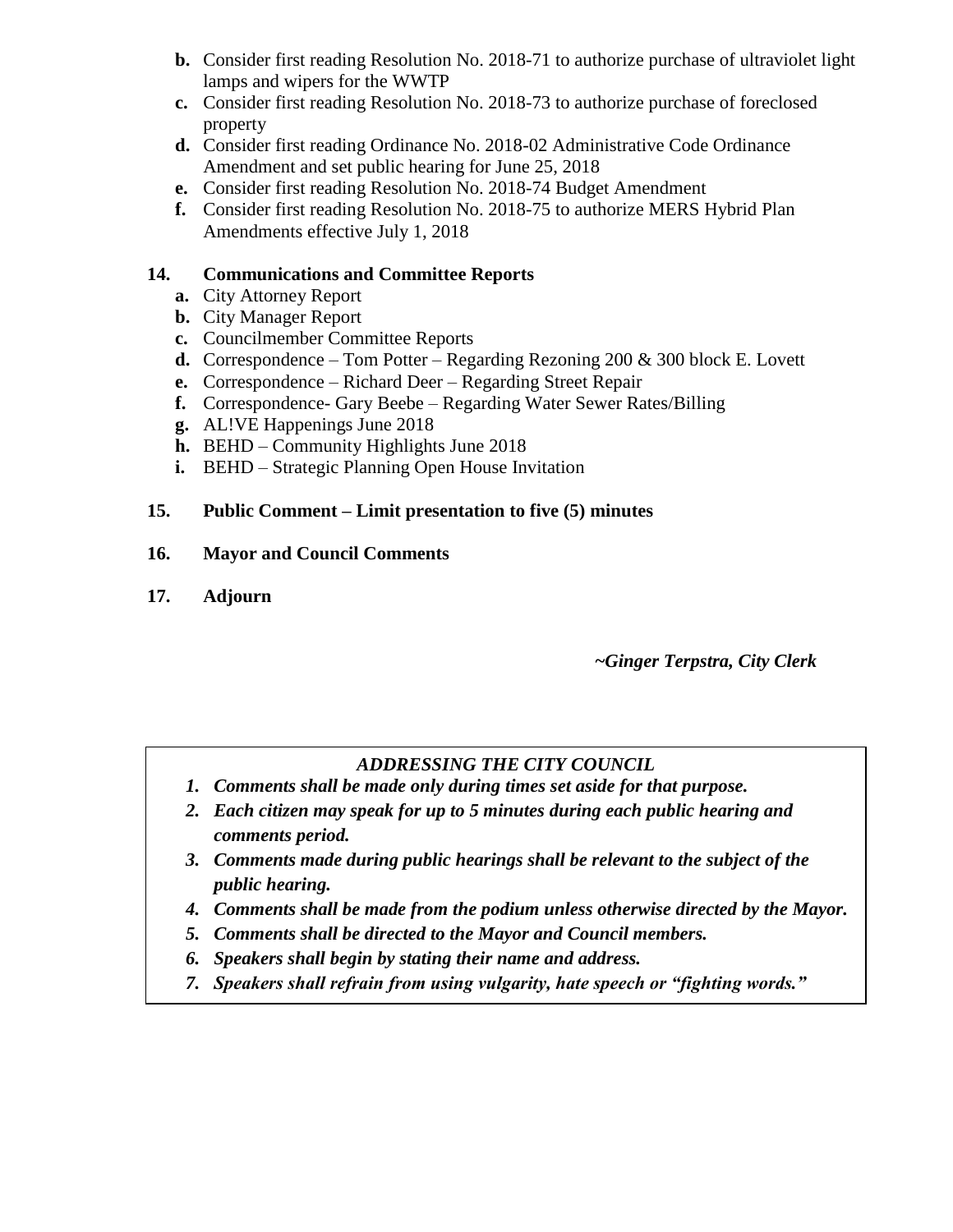- **b.** Consider first reading Resolution No. 2018-71 to authorize purchase of ultraviolet light lamps and wipers for the WWTP
- **c.** Consider first reading Resolution No. 2018-73 to authorize purchase of foreclosed property
- **d.** Consider first reading Ordinance No. 2018-02 Administrative Code Ordinance Amendment and set public hearing for June 25, 2018
- **e.** Consider first reading Resolution No. 2018-74 Budget Amendment
- **f.** Consider first reading Resolution No. 2018-75 to authorize MERS Hybrid Plan Amendments effective July 1, 2018

**14. Communications and Committee Reports**

- **a.** City Attorney Report
- **b.** City Manager Report
- **c.** Councilmember Committee Reports
- **d.** Correspondence – Tom Potter – Regarding Rezoning 200 & 300 block E. Lovett
- **e.** Correspondence – Richard Deer – Regarding Street Repair
- **f.** Correspondence- Gary Beebe – Regarding Water Sewer Rates/Billing
- **g.** AL!VE Happenings June 2018
- **h.** BEHD – Community Highlights June 2018
- **i.** BEHD – Strategic Planning Open House Invitation

**15. Public Comment – Limit presentation to five (5) minutes**

**16. Mayor and Council Comments**

**17. Adjourn**

***~Ginger Terpstra, City Clerk***

*ADDRESSING THE CITY COUNCIL*

1. ***Comments shall be made only during times set aside for that purpose.***
2. ***Each citizen may speak for up to 5 minutes during each public hearing and comments period.***
3. ***Comments made during public hearings shall be relevant to the subject of the public hearing.***
4. ***Comments shall be made from the podium unless otherwise directed by the Mayor.***
5. ***Comments shall be directed to the Mayor and Council members.***
6. ***Speakers shall begin by stating their name and address.***
7. ***Speakers shall refrain from using vulgarity, hate speech or "fighting words."***